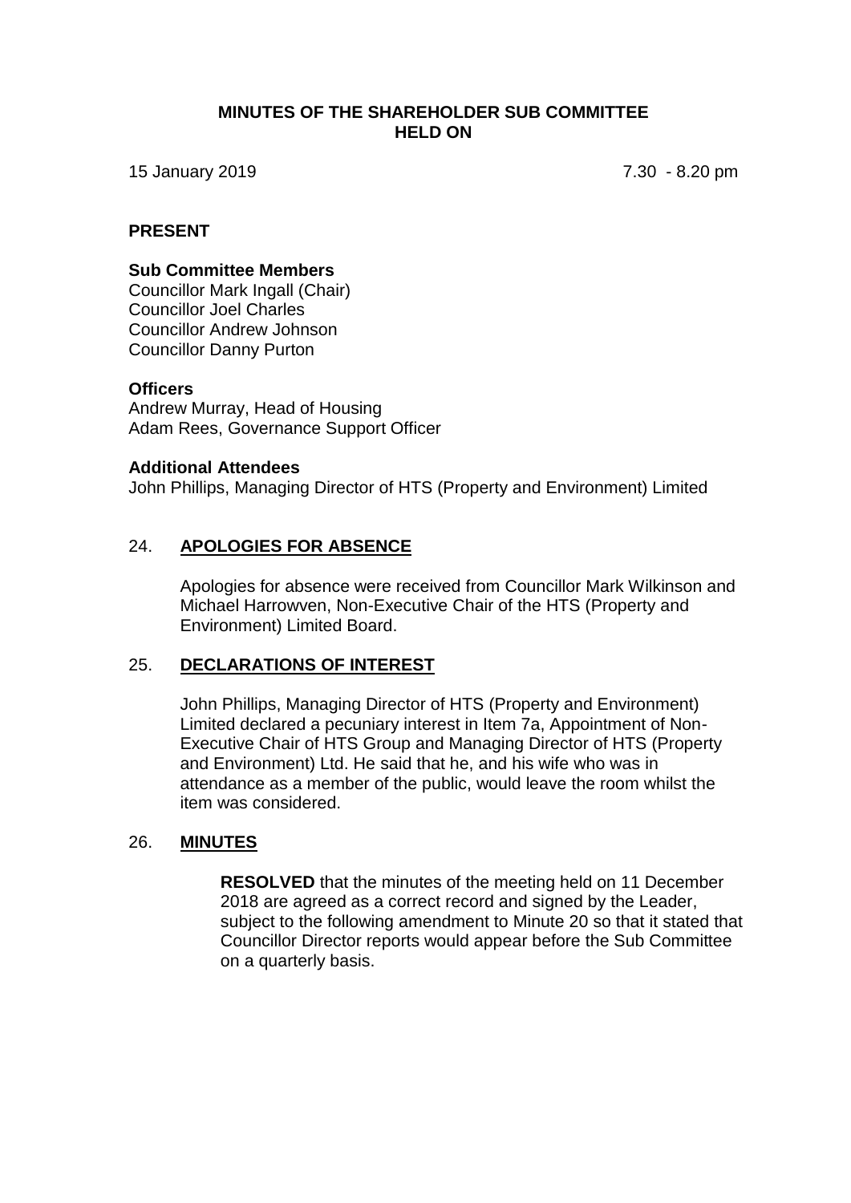# MINUTES OF THE SHAREHOLDER SUB COMMITTEE HELD ON

15 January 2019 7.30 - 8.20 pm

## PRESENT

### Sub Committee Members

Councillor Mark Ingall (Chair)
Councillor Joel Charles
Councillor Andrew Johnson
Councillor Danny Purton

### Officers

Andrew Murray, Head of Housing
Adam Rees, Governance Support Officer

### Additional Attendees

John Phillips, Managing Director of HTS (Property and Environment) Limited

## 24. APOLOGIES FOR ABSENCE

Apologies for absence were received from Councillor Mark Wilkinson and Michael Harrowven, Non-Executive Chair of the HTS (Property and Environment) Limited Board.

## 25. DECLARATIONS OF INTEREST

John Phillips, Managing Director of HTS (Property and Environment) Limited declared a pecuniary interest in Item 7a, Appointment of Non-Executive Chair of HTS Group and Managing Director of HTS (Property and Environment) Ltd. He said that he, and his wife who was in attendance as a member of the public, would leave the room whilst the item was considered.

## 26. MINUTES

**RESOLVED** that the minutes of the meeting held on 11 December 2018 are agreed as a correct record and signed by the Leader, subject to the following amendment to Minute 20 so that it stated that Councillor Director reports would appear before the Sub Committee on a quarterly basis.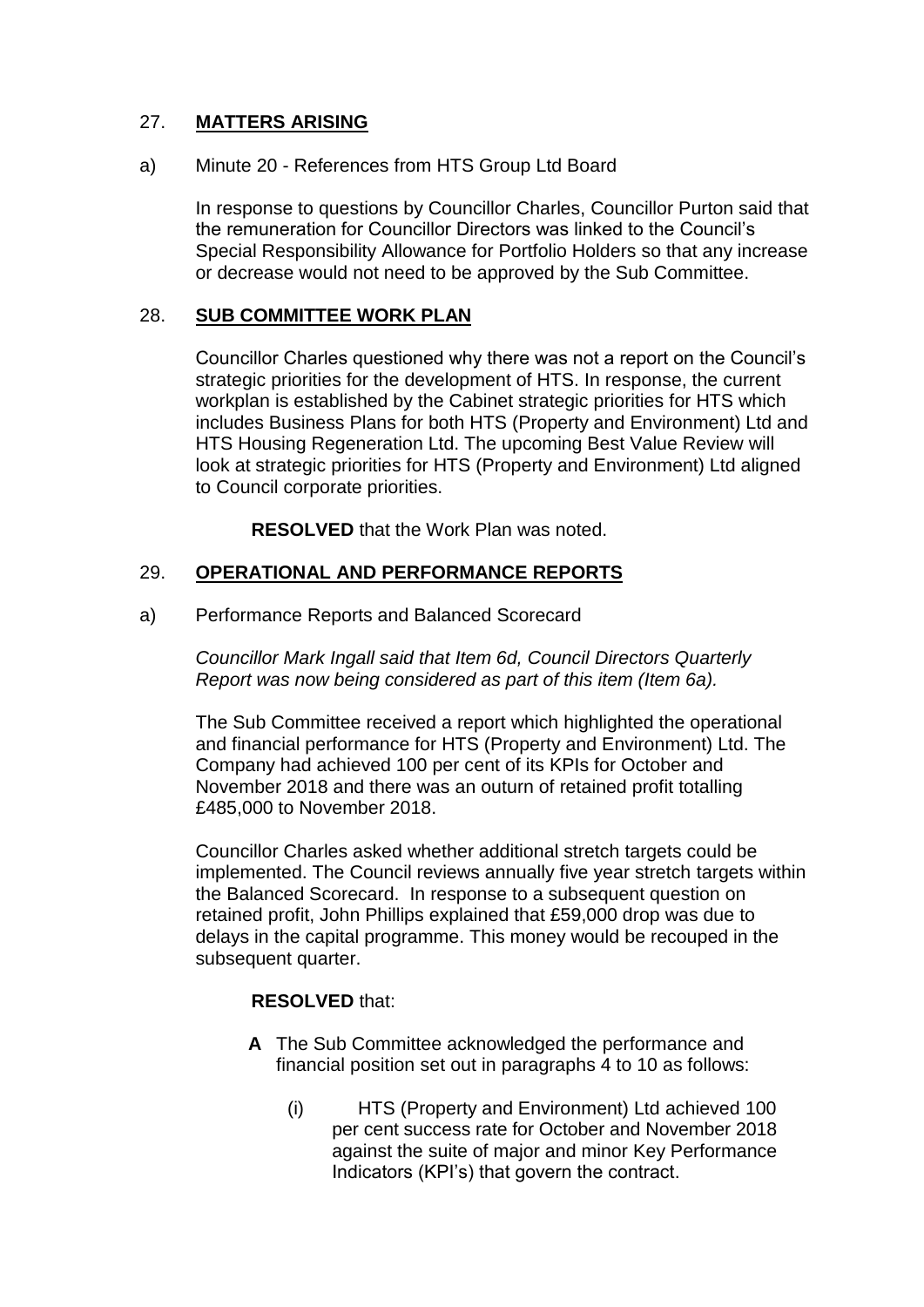## 27. **MATTERS ARISING**

a) Minute 20 - References from HTS Group Ltd Board

In response to questions by Councillor Charles, Councillor Purton said that the remuneration for Councillor Directors was linked to the Council's Special Responsibility Allowance for Portfolio Holders so that any increase or decrease would not need to be approved by the Sub Committee.

## 28. **SUB COMMITTEE WORK PLAN**

Councillor Charles questioned why there was not a report on the Council's strategic priorities for the development of HTS. In response, the current workplan is established by the Cabinet strategic priorities for HTS which includes Business Plans for both HTS (Property and Environment) Ltd and HTS Housing Regeneration Ltd. The upcoming Best Value Review will look at strategic priorities for HTS (Property and Environment) Ltd aligned to Council corporate priorities.

**RESOLVED** that the Work Plan was noted.

## 29. **OPERATIONAL AND PERFORMANCE REPORTS**

a) Performance Reports and Balanced Scorecard

*Councillor Mark Ingall said that Item 6d, Council Directors Quarterly Report was now being considered as part of this item (Item 6a).*

The Sub Committee received a report which highlighted the operational and financial performance for HTS (Property and Environment) Ltd. The Company had achieved 100 per cent of its KPIs for October and November 2018 and there was an outurn of retained profit totalling £485,000 to November 2018.

Councillor Charles asked whether additional stretch targets could be implemented. The Council reviews annually five year stretch targets within the Balanced Scorecard. In response to a subsequent question on retained profit, John Phillips explained that £59,000 drop was due to delays in the capital programme. This money would be recouped in the subsequent quarter.

**RESOLVED** that:

**A** The Sub Committee acknowledged the performance and financial position set out in paragraphs 4 to 10 as follows:

(i) HTS (Property and Environment) Ltd achieved 100 per cent success rate for October and November 2018 against the suite of major and minor Key Performance Indicators (KPI's) that govern the contract.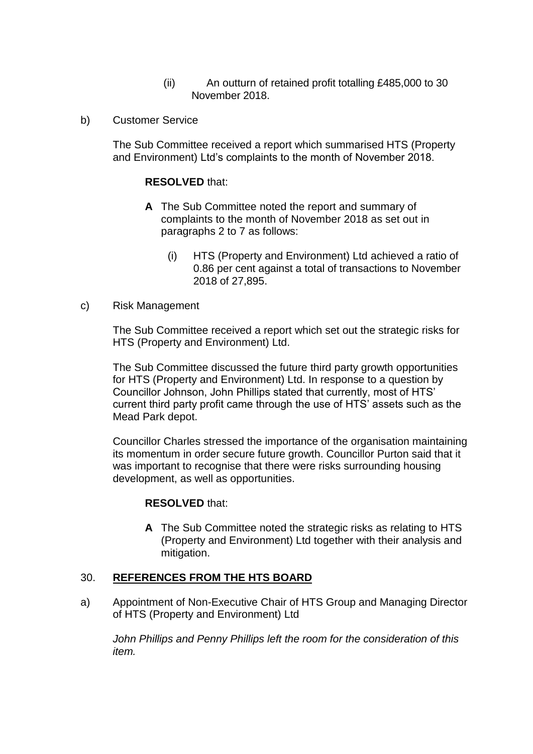(ii) An outturn of retained profit totalling £485,000 to 30 November 2018.

b) Customer Service

The Sub Committee received a report which summarised HTS (Property and Environment) Ltd's complaints to the month of November 2018.

**RESOLVED** that:

**A** The Sub Committee noted the report and summary of complaints to the month of November 2018 as set out in paragraphs 2 to 7 as follows:

(i) HTS (Property and Environment) Ltd achieved a ratio of 0.86 per cent against a total of transactions to November 2018 of 27,895.

c) Risk Management

The Sub Committee received a report which set out the strategic risks for HTS (Property and Environment) Ltd.

The Sub Committee discussed the future third party growth opportunities for HTS (Property and Environment) Ltd. In response to a question by Councillor Johnson, John Phillips stated that currently, most of HTS' current third party profit came through the use of HTS' assets such as the Mead Park depot.

Councillor Charles stressed the importance of the organisation maintaining its momentum in order secure future growth. Councillor Purton said that it was important to recognise that there were risks surrounding housing development, as well as opportunities.

**RESOLVED** that:

**A** The Sub Committee noted the strategic risks as relating to HTS (Property and Environment) Ltd together with their analysis and mitigation.

30. **REFERENCES FROM THE HTS BOARD**

a) Appointment of Non-Executive Chair of HTS Group and Managing Director of HTS (Property and Environment) Ltd

*John Phillips and Penny Phillips left the room for the consideration of this item.*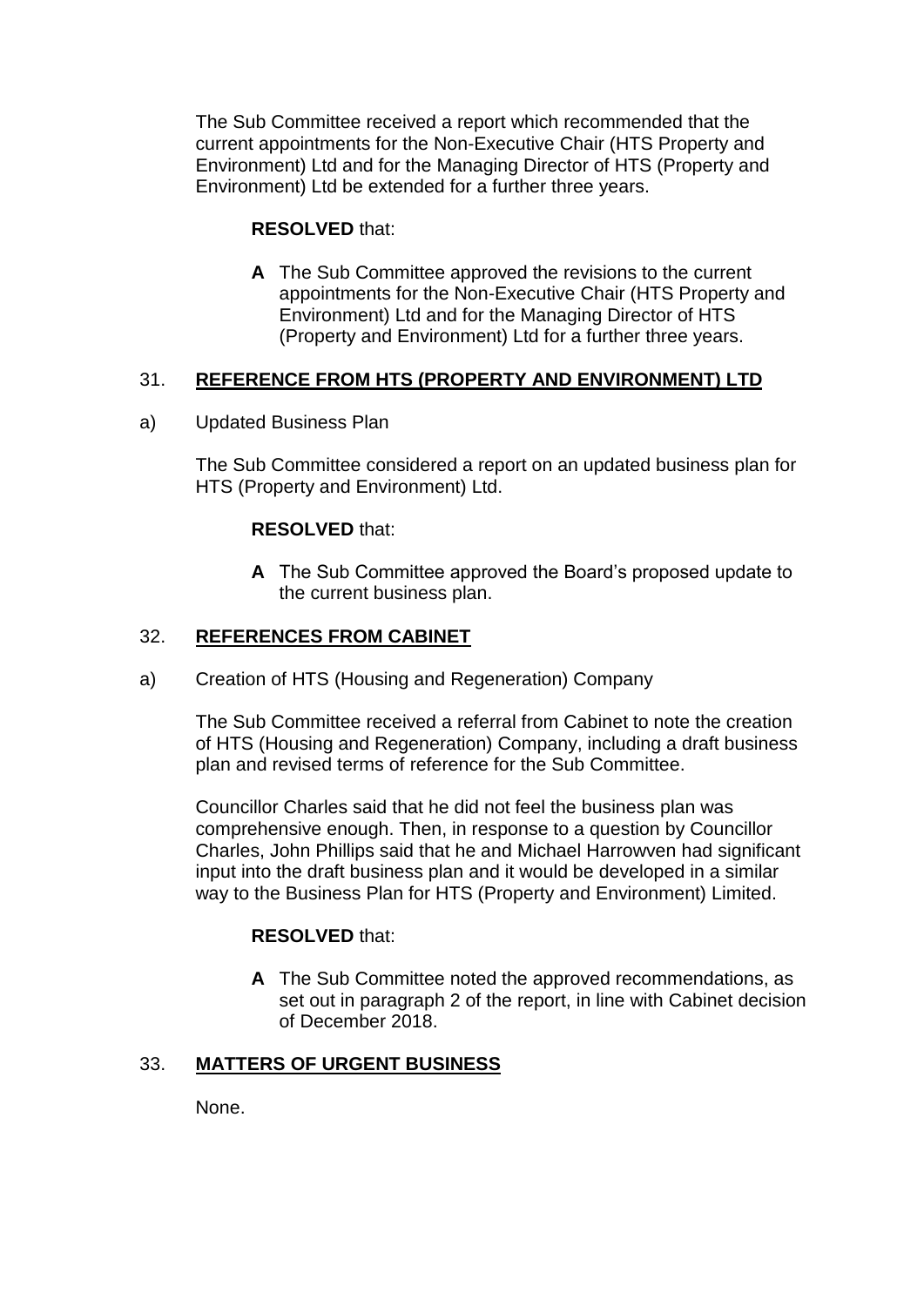The Sub Committee received a report which recommended that the current appointments for the Non-Executive Chair (HTS Property and Environment) Ltd and for the Managing Director of HTS (Property and Environment) Ltd be extended for a further three years.

**RESOLVED** that:

**A** The Sub Committee approved the revisions to the current appointments for the Non-Executive Chair (HTS Property and Environment) Ltd and for the Managing Director of HTS (Property and Environment) Ltd for a further three years.

## 31. **REFERENCE FROM HTS (PROPERTY AND ENVIRONMENT) LTD**

a) Updated Business Plan

The Sub Committee considered a report on an updated business plan for HTS (Property and Environment) Ltd.

**RESOLVED** that:

**A** The Sub Committee approved the Board's proposed update to the current business plan.

## 32. **REFERENCES FROM CABINET**

a) Creation of HTS (Housing and Regeneration) Company

The Sub Committee received a referral from Cabinet to note the creation of HTS (Housing and Regeneration) Company, including a draft business plan and revised terms of reference for the Sub Committee.

Councillor Charles said that he did not feel the business plan was comprehensive enough. Then, in response to a question by Councillor Charles, John Phillips said that he and Michael Harrowven had significant input into the draft business plan and it would be developed in a similar way to the Business Plan for HTS (Property and Environment) Limited.

**RESOLVED** that:

**A** The Sub Committee noted the approved recommendations, as set out in paragraph 2 of the report, in line with Cabinet decision of December 2018.

## 33. **MATTERS OF URGENT BUSINESS**

None.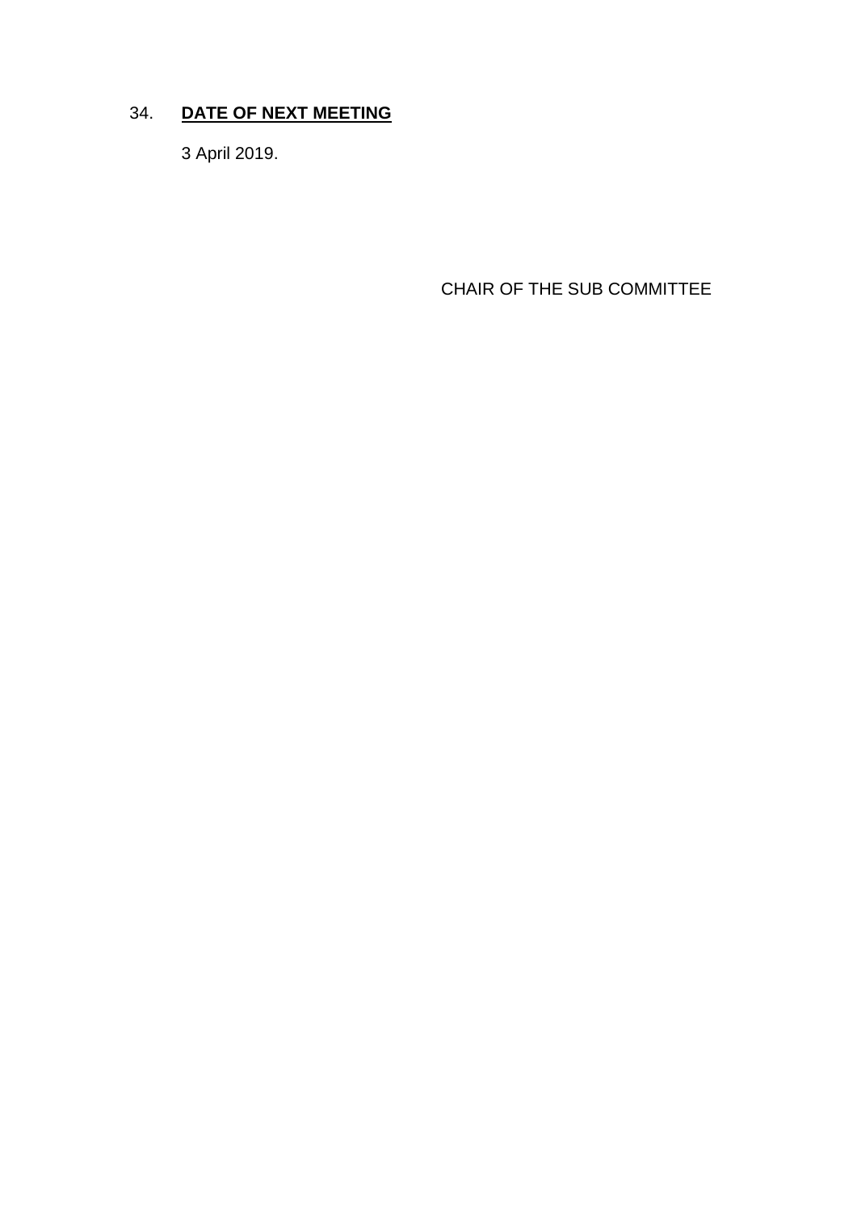34. **DATE OF NEXT MEETING**

3 April 2019.

CHAIR OF THE SUB COMMITTEE